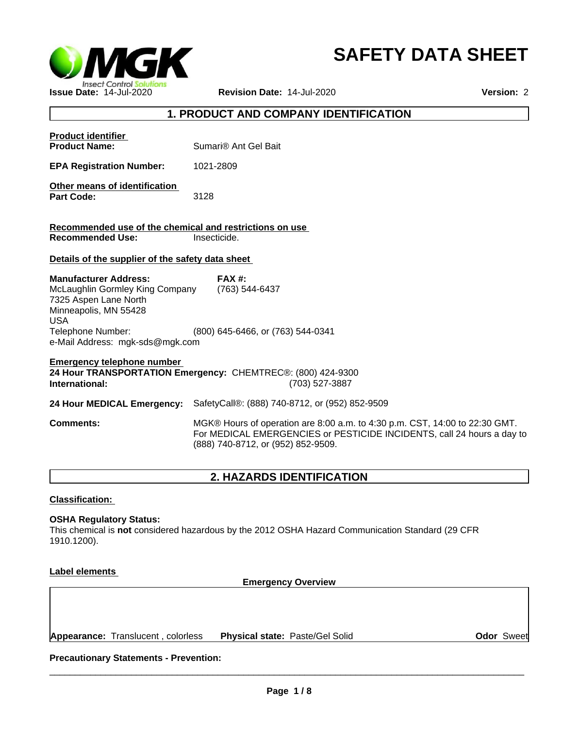# SAFETY DATA SHEET

**Issue Date:** 14-Jul-2020 **Revision Date:** 14-Jul-2020 **Version:** 2

## 1. PRODUCT AND COMPANY IDENTIFICATION

**Product identifier**

**Product Name:** Sumari® Ant Gel Bait

**EPA Registration Number:** 1021-2809

**Other means of identification**

**Part Code:** 3128

**Recommended use of the chemical and restrictions on use**

**Recommended Use:** Insecticide.

**Details of the supplier of the safety data sheet**

**Manufacturer Address:**
McLaughlin Gormley King Company
7325 Aspen Lane North
Minneapolis, MN 55428
USA
Telephone Number: (800) 645-6466, or (763) 544-0341
e-Mail Address: mgk-sds@mgk.com

**FAX #:** (763) 544-6437

**Emergency telephone number**

**24 Hour TRANSPORTATION Emergency:** CHEMTREC®: (800) 424-9300
**International:** (703) 527-3887

**24 Hour MEDICAL Emergency:** SafetyCall®: (888) 740-8712, or (952) 852-9509

**Comments:** MGK® Hours of operation are 8:00 a.m. to 4:30 p.m. CST, 14:00 to 22:30 GMT. For MEDICAL EMERGENCIES or PESTICIDE INCIDENTS, call 24 hours a day to (888) 740-8712, or (952) 852-9509.

## 2. HAZARDS IDENTIFICATION

**Classification:**

**OSHA Regulatory Status:**
This chemical is **not** considered hazardous by the 2012 OSHA Hazard Communication Standard (29 CFR 1910.1200).

**Label elements**

**Emergency Overview**

**Appearance:** Translucent , colorless **Physical state:** Paste/Gel Solid **Odor** Sweet

**Precautionary Statements - Prevention:**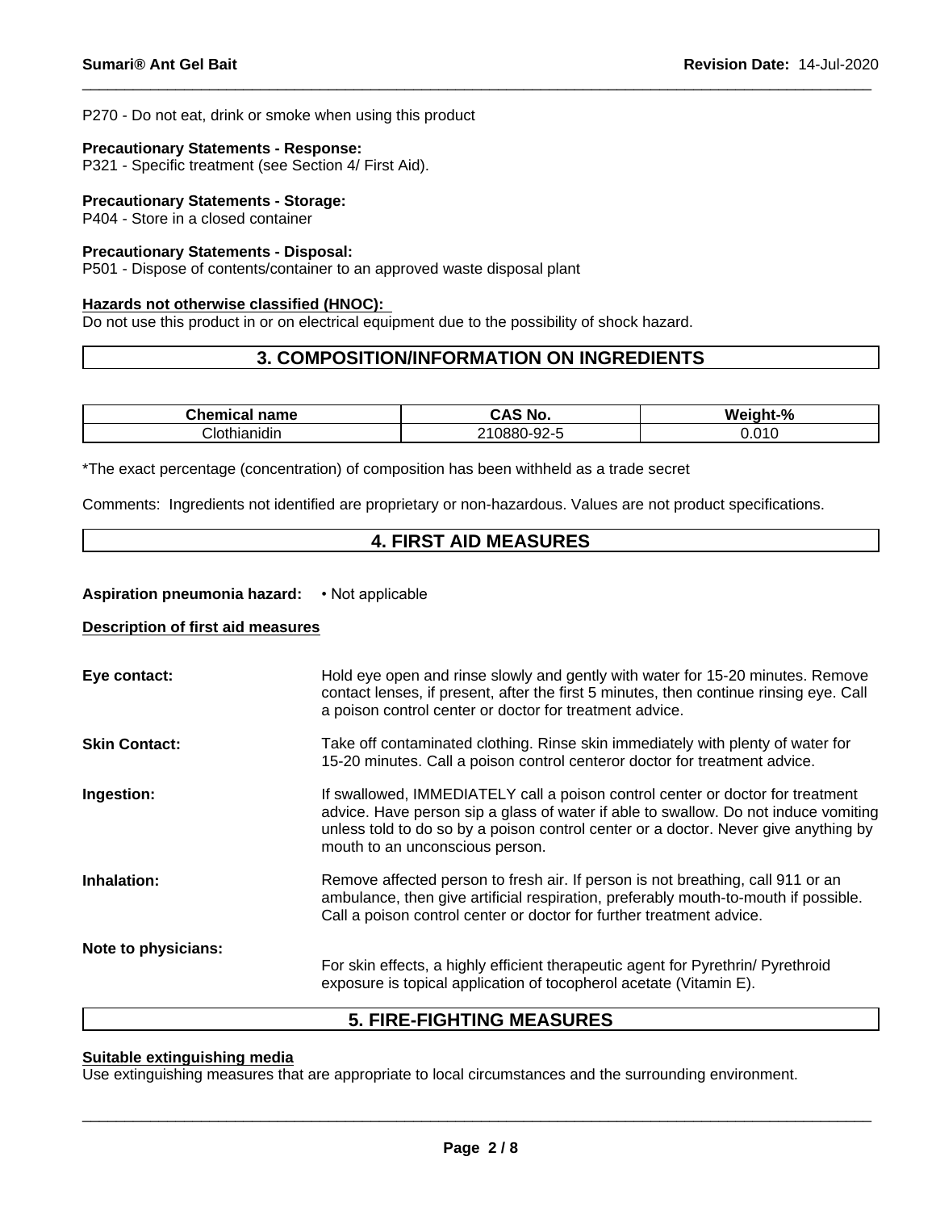P270 - Do not eat, drink or smoke when using this product

**Precautionary Statements - Response:**
P321 - Specific treatment (see Section 4/ First Aid).

**Precautionary Statements - Storage:**
P404 - Store in a closed container

**Precautionary Statements - Disposal:**
P501 - Dispose of contents/container to an approved waste disposal plant

**Hazards not otherwise classified (HNOC):**
Do not use this product in or on electrical equipment due to the possibility of shock hazard.

## 3. COMPOSITION/INFORMATION ON INGREDIENTS

| Chemical name | CAS No. | Weight-% |
|---|---|---|
| Clothianidin | 210880-92-5 | 0.010 |

*The exact percentage (concentration) of composition has been withheld as a trade secret

Comments: Ingredients not identified are proprietary or non-hazardous. Values are not product specifications.

## 4. FIRST AID MEASURES

**Aspiration pneumonia hazard:** • Not applicable

**Description of first aid measures**

**Eye contact:** Hold eye open and rinse slowly and gently with water for 15-20 minutes. Remove contact lenses, if present, after the first 5 minutes, then continue rinsing eye. Call a poison control center or doctor for treatment advice.

**Skin Contact:** Take off contaminated clothing. Rinse skin immediately with plenty of water for 15-20 minutes. Call a poison control centeror doctor for treatment advice.

**Ingestion:** If swallowed, IMMEDIATELY call a poison control center or doctor for treatment advice. Have person sip a glass of water if able to swallow. Do not induce vomiting unless told to do so by a poison control center or a doctor. Never give anything by mouth to an unconscious person.

**Inhalation:** Remove affected person to fresh air. If person is not breathing, call 911 or an ambulance, then give artificial respiration, preferably mouth-to-mouth if possible. Call a poison control center or doctor for further treatment advice.

**Note to physicians:** For skin effects, a highly efficient therapeutic agent for Pyrethrin/ Pyrethroid exposure is topical application of tocopherol acetate (Vitamin E).

## 5. FIRE-FIGHTING MEASURES

**Suitable extinguishing media**
Use extinguishing measures that are appropriate to local circumstances and the surrounding environment.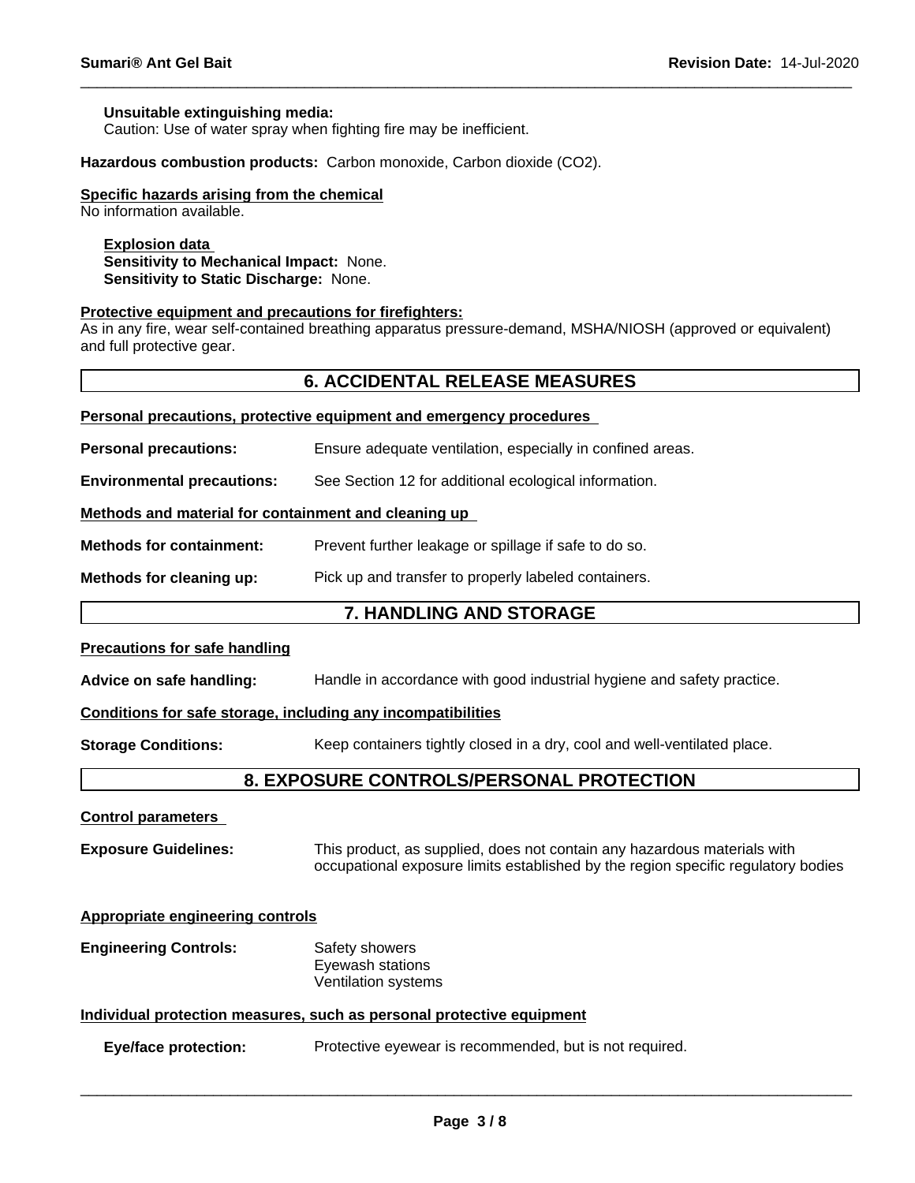**Unsuitable extinguishing media:**
Caution: Use of water spray when fighting fire may be inefficient.

**Hazardous combustion products:** Carbon monoxide, Carbon dioxide ($CO_2$).

**Specific hazards arising from the chemical**
No information available.

**Explosion data**
**Sensitivity to Mechanical Impact:** None.
**Sensitivity to Static Discharge:** None.

**Protective equipment and precautions for firefighters:**
As in any fire, wear self-contained breathing apparatus pressure-demand, MSHA/NIOSH (approved or equivalent) and full protective gear.

## 6. ACCIDENTAL RELEASE MEASURES

**Personal precautions, protective equipment and emergency procedures**

**Personal precautions:** Ensure adequate ventilation, especially in confined areas.

**Environmental precautions:** See Section 12 for additional ecological information.

**Methods and material for containment and cleaning up**

**Methods for containment:** Prevent further leakage or spillage if safe to do so.

**Methods for cleaning up:** Pick up and transfer to properly labeled containers.

## 7. HANDLING AND STORAGE

**Precautions for safe handling**

**Advice on safe handling:** Handle in accordance with good industrial hygiene and safety practice.

**Conditions for safe storage, including any incompatibilities**

**Storage Conditions:** Keep containers tightly closed in a dry, cool and well-ventilated place.

## 8. EXPOSURE CONTROLS/PERSONAL PROTECTION

**Control parameters**

**Exposure Guidelines:** This product, as supplied, does not contain any hazardous materials with occupational exposure limits established by the region specific regulatory bodies

**Appropriate engineering controls**

**Engineering Controls:** Safety showers
Eyewash stations
Ventilation systems

**Individual protection measures, such as personal protective equipment**

**Eye/face protection:** Protective eyewear is recommended, but is not required.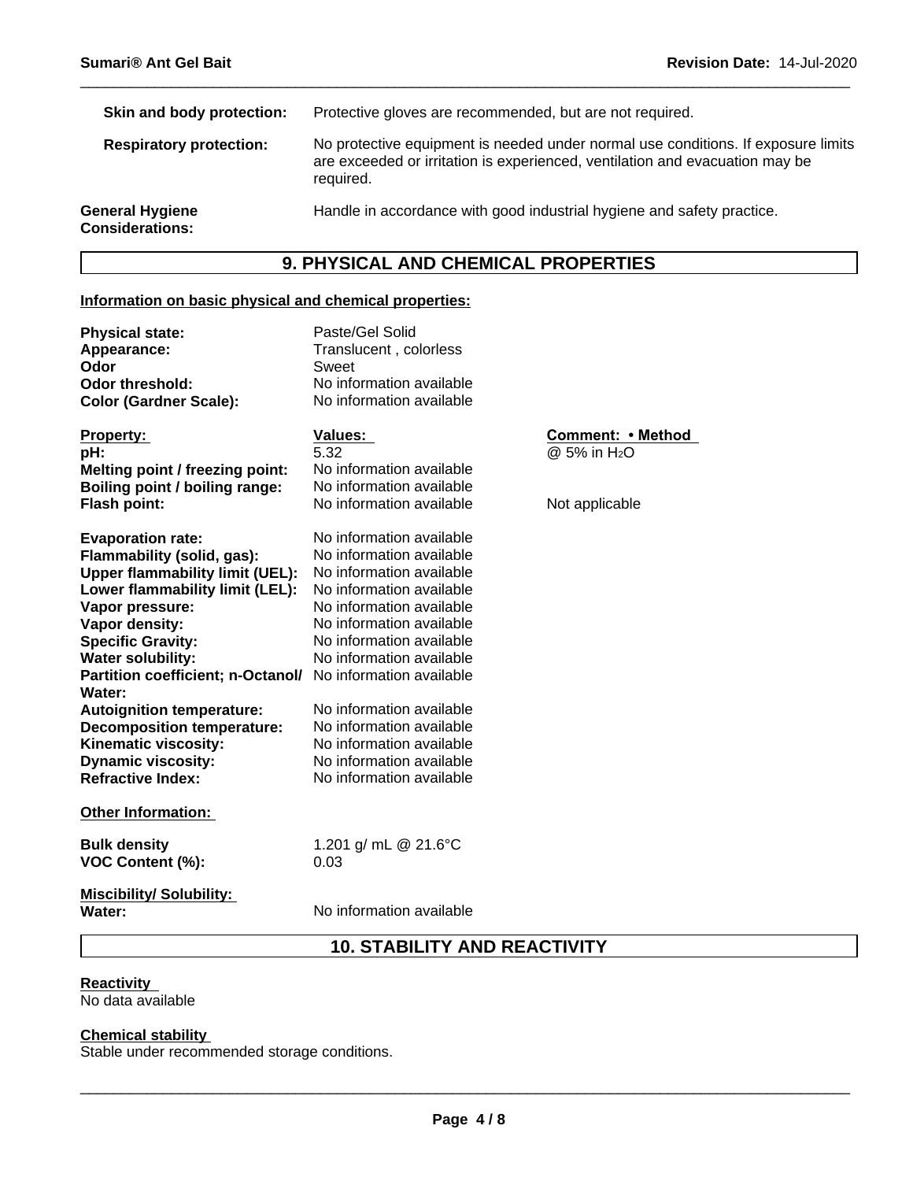| | |
|---|---|
| **Skin and body protection:** | Protective gloves are recommended, but are not required. |
| **Respiratory protection:** | No protective equipment is needed under normal use conditions. If exposure limits are exceeded or irritation is experienced, ventilation and evacuation may be required. |
| **General Hygiene Considerations:** | Handle in accordance with good industrial hygiene and safety practice. |

## 9. PHYSICAL AND CHEMICAL PROPERTIES

**Information on basic physical and chemical properties:**

| | |
|---|---|
| **Physical state:** | Paste/Gel Solid |
| **Appearance:** | Translucent , colorless |
| **Odor** | Sweet |
| **Odor threshold:** | No information available |
| **Color (Gardner Scale):** | No information available |

| Property: | Values: | Comment: • Method |
|---|---|---|
| **pH:** | 5.32 | @ 5% in $H_2O$ |
| **Melting point / freezing point:** | No information available | |
| **Boiling point / boiling range:** | No information available | |
| **Flash point:** | No information available | Not applicable |
| **Evaporation rate:** | No information available | |
| **Flammability (solid, gas):** | No information available | |
| **Upper flammability limit (UEL):** | No information available | |
| **Lower flammability limit (LEL):** | No information available | |
| **Vapor pressure:** | No information available | |
| **Vapor density:** | No information available | |
| **Specific Gravity:** | No information available | |
| **Water solubility:** | No information available | |
| **Partition coefficient; n-Octanol/ Water:** | No information available | |
| **Autoignition temperature:** | No information available | |
| **Decomposition temperature:** | No information available | |
| **Kinematic viscosity:** | No information available | |
| **Dynamic viscosity:** | No information available | |
| **Refractive Index:** | No information available | |

**Other Information:**

| | |
|---|---|
| **Bulk density** | 1.201 g/ mL @ 21.6°C |
| **VOC Content (%):** | 0.03 |

**Miscibility/ Solubility:**

| | |
|---|---|
| **Water:** | No information available |

## 10. STABILITY AND REACTIVITY

**Reactivity**
No data available

**Chemical stability**
Stable under recommended storage conditions.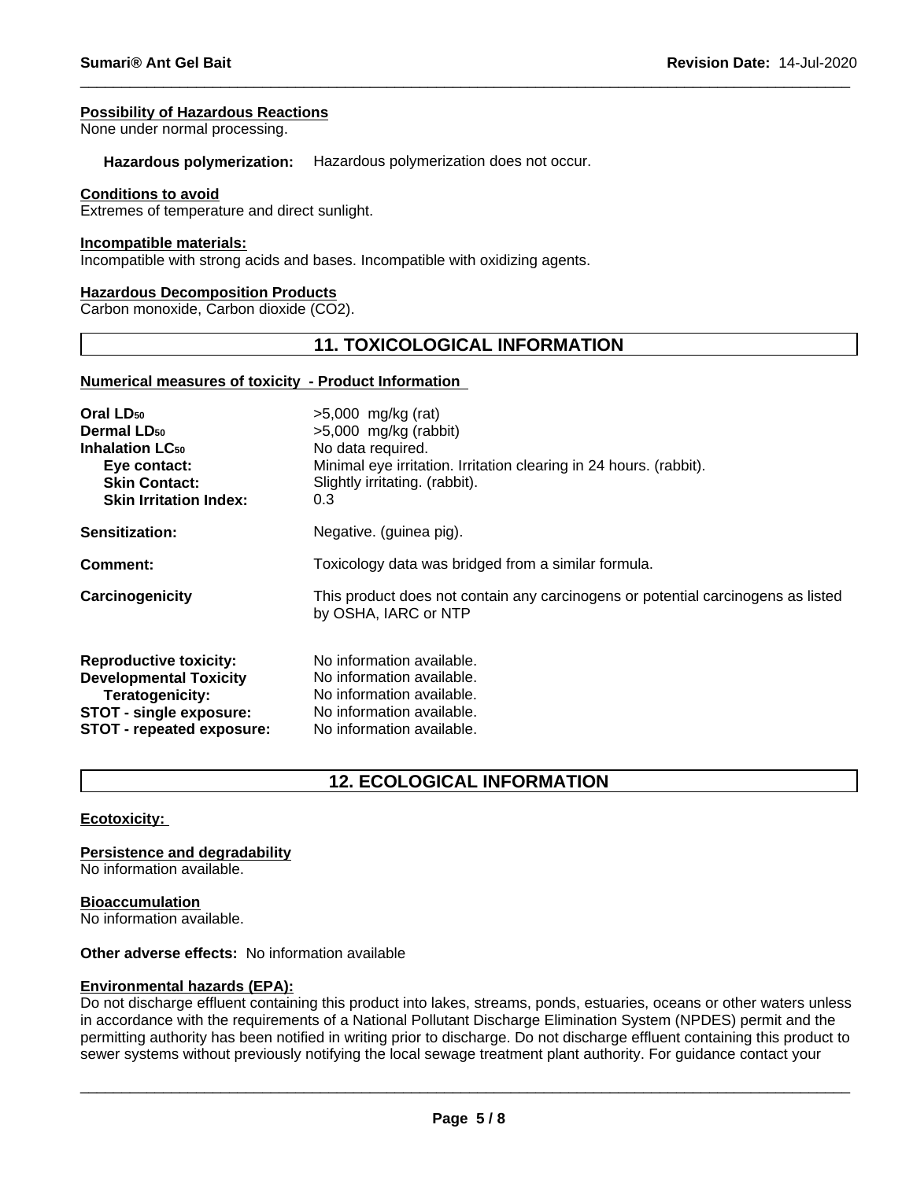**Possibility of Hazardous Reactions**
None under normal processing.

**Hazardous polymerization:** Hazardous polymerization does not occur.

**Conditions to avoid**
Extremes of temperature and direct sunlight.

**Incompatible materials:**
Incompatible with strong acids and bases. Incompatible with oxidizing agents.

**Hazardous Decomposition Products**
Carbon monoxide, Carbon dioxide ($CO_2$).

## 11. TOXICOLOGICAL INFORMATION

**Numerical measures of toxicity - Product Information**

| | |
|---|---|
| **Oral $LD_{50}$** | >5,000 mg/kg (rat) |
| **Dermal $LD_{50}$** | >5,000 mg/kg (rabbit) |
| **Inhalation $LC_{50}$** | No data required. |
| **Eye contact:** | Minimal eye irritation. Irritation clearing in 24 hours. (rabbit). |
| **Skin Contact:** | Slightly irritating. (rabbit). |
| **Skin Irritation Index:** | 0.3 |
| **Sensitization:** | Negative. (guinea pig). |
| **Comment:** | Toxicology data was bridged from a similar formula. |
| **Carcinogenicity** | This product does not contain any carcinogens or potential carcinogens as listed by OSHA, IARC or NTP |
| **Reproductive toxicity:** | No information available. |
| **Developmental Toxicity** | No information available. |
| **Teratogenicity:** | No information available. |
| **STOT - single exposure:** | No information available. |
| **STOT - repeated exposure:** | No information available. |

## 12. ECOLOGICAL INFORMATION

**Ecotoxicity:**

**Persistence and degradability**
No information available.

**Bioaccumulation**
No information available.

**Other adverse effects:** No information available

**Environmental hazards (EPA):**
Do not discharge effluent containing this product into lakes, streams, ponds, estuaries, oceans or other waters unless in accordance with the requirements of a National Pollutant Discharge Elimination System (NPDES) permit and the permitting authority has been notified in writing prior to discharge. Do not discharge effluent containing this product to sewer systems without previously notifying the local sewage treatment plant authority. For guidance contact your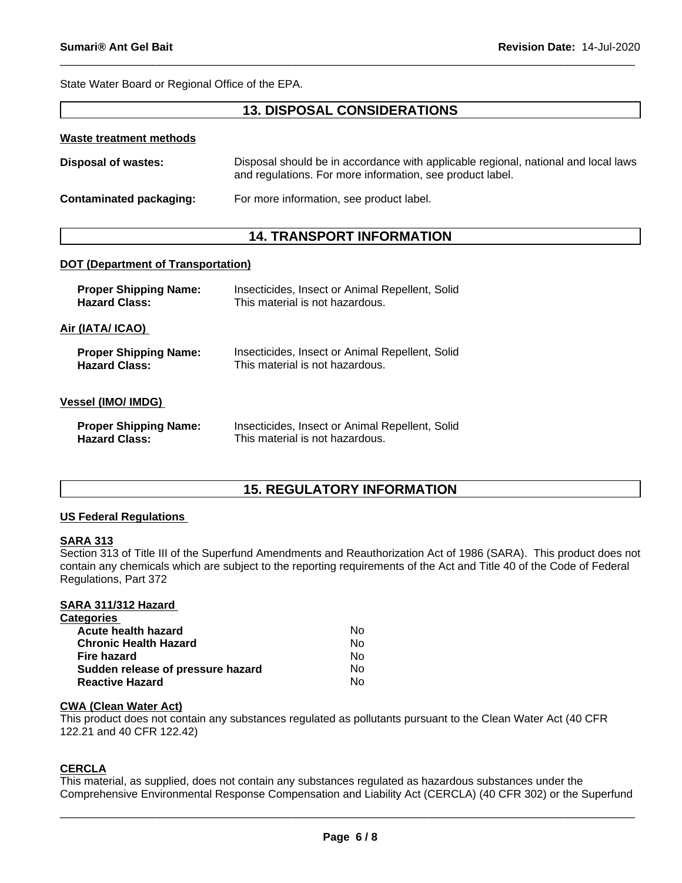State Water Board or Regional Office of the EPA.

## 13. DISPOSAL CONSIDERATIONS

**Waste treatment methods**

**Disposal of wastes:** Disposal should be in accordance with applicable regional, national and local laws and regulations. For more information, see product label.

**Contaminated packaging:** For more information, see product label.

## 14. TRANSPORT INFORMATION

**DOT (Department of Transportation)**

**Proper Shipping Name:** Insecticides, Insect or Animal Repellent, Solid
**Hazard Class:** This material is not hazardous.

**Air (IATA/ ICAO)**

**Proper Shipping Name:** Insecticides, Insect or Animal Repellent, Solid
**Hazard Class:** This material is not hazardous.

**Vessel (IMO/ IMDG)**

**Proper Shipping Name:** Insecticides, Insect or Animal Repellent, Solid
**Hazard Class:** This material is not hazardous.

## 15. REGULATORY INFORMATION

**US Federal Regulations**

**SARA 313**

Section 313 of Title III of the Superfund Amendments and Reauthorization Act of 1986 (SARA). This product does not contain any chemicals which are subject to the reporting requirements of the Act and Title 40 of the Code of Federal Regulations, Part 372

**SARA 311/312 Hazard Categories**

| | |
|---|---|
| **Acute health hazard** | No |
| **Chronic Health Hazard** | No |
| **Fire hazard** | No |
| **Sudden release of pressure hazard** | No |
| **Reactive Hazard** | No |

**CWA (Clean Water Act)**

This product does not contain any substances regulated as pollutants pursuant to the Clean Water Act (40 CFR 122.21 and 40 CFR 122.42)

**CERCLA**

This material, as supplied, does not contain any substances regulated as hazardous substances under the Comprehensive Environmental Response Compensation and Liability Act (CERCLA) (40 CFR 302) or the Superfund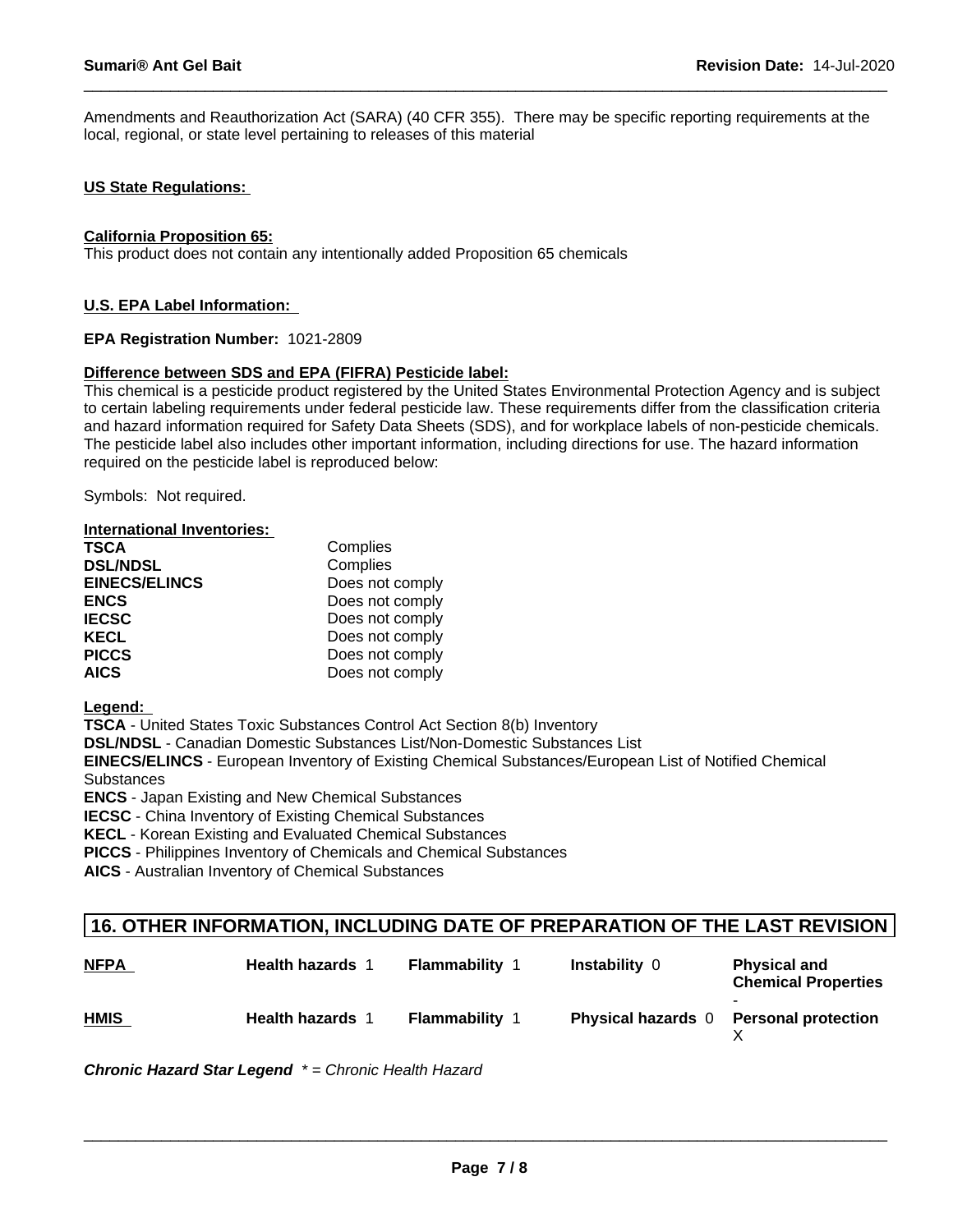Amendments and Reauthorization Act (SARA) (40 CFR 355). There may be specific reporting requirements at the local, regional, or state level pertaining to releases of this material

**US State Regulations:**

**California Proposition 65:**
This product does not contain any intentionally added Proposition 65 chemicals

**U.S. EPA Label Information:**

**EPA Registration Number:** 1021-2809

**Difference between SDS and EPA (FIFRA) Pesticide label:**
This chemical is a pesticide product registered by the United States Environmental Protection Agency and is subject to certain labeling requirements under federal pesticide law. These requirements differ from the classification criteria and hazard information required for Safety Data Sheets (SDS), and for workplace labels of non-pesticide chemicals. The pesticide label also includes other important information, including directions for use. The hazard information required on the pesticide label is reproduced below:

Symbols: Not required.

**International Inventories:**

| | |
|---|---|
| **TSCA** | Complies |
| **DSL/NDSL** | Complies |
| **EINECS/ELINCS** | Does not comply |
| **ENCS** | Does not comply |
| **IECSC** | Does not comply |
| **KECL** | Does not comply |
| **PICCS** | Does not comply |
| **AICS** | Does not comply |

**Legend:**
**TSCA** - United States Toxic Substances Control Act Section 8(b) Inventory
**DSL/NDSL** - Canadian Domestic Substances List/Non-Domestic Substances List
**EINECS/ELINCS** - European Inventory of Existing Chemical Substances/European List of Notified Chemical Substances
**ENCS** - Japan Existing and New Chemical Substances
**IECSC** - China Inventory of Existing Chemical Substances
**KECL** - Korean Existing and Evaluated Chemical Substances
**PICCS** - Philippines Inventory of Chemicals and Chemical Substances
**AICS** - Australian Inventory of Chemical Substances

## 16. OTHER INFORMATION, INCLUDING DATE OF PREPARATION OF THE LAST REVISION

| | | | | |
|---|---|---|---|---|
| **NFPA** | **Health hazards** 1 | **Flammability** 1 | **Instability** 0 | **Physical and Chemical Properties** - |
| **HMIS** | **Health hazards** 1 | **Flammability** 1 | **Physical hazards** 0 | **Personal protection** X |

***Chronic Hazard Star Legend*** *\* = Chronic Health Hazard*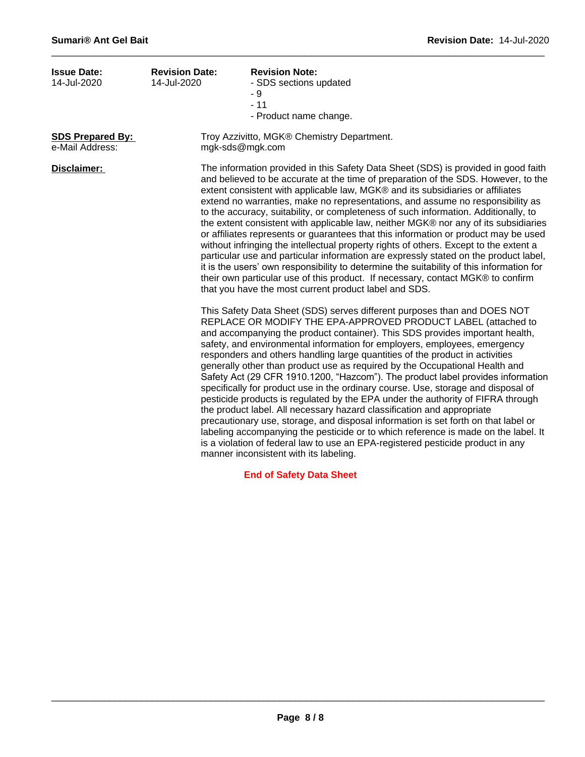| Issue Date: | Revision Date: | Revision Note: |
|---|---|---|
| 14-Jul-2020 | 14-Jul-2020 | - SDS sections updated<br>- 9<br>- 11<br>- Product name change. |

**SDS Prepared By:** Troy Azzivitto, MGK® Chemistry Department.
e-Mail Address: mgk-sds@mgk.com

**Disclaimer:**

The information provided in this Safety Data Sheet (SDS) is provided in good faith and believed to be accurate at the time of preparation of the SDS. However, to the extent consistent with applicable law, MGK® and its subsidiaries or affiliates extend no warranties, make no representations, and assume no responsibility as to the accuracy, suitability, or completeness of such information. Additionally, to the extent consistent with applicable law, neither MGK® nor any of its subsidiaries or affiliates represents or guarantees that this information or product may be used without infringing the intellectual property rights of others. Except to the extent a particular use and particular information are expressly stated on the product label, it is the users' own responsibility to determine the suitability of this information for their own particular use of this product. If necessary, contact MGK® to confirm that you have the most current product label and SDS.

This Safety Data Sheet (SDS) serves different purposes than and DOES NOT REPLACE OR MODIFY THE EPA-APPROVED PRODUCT LABEL (attached to and accompanying the product container). This SDS provides important health, safety, and environmental information for employers, employees, emergency responders and others handling large quantities of the product in activities generally other than product use as required by the Occupational Health and Safety Act (29 CFR 1910.1200, "Hazcom"). The product label provides information specifically for product use in the ordinary course. Use, storage and disposal of pesticide products is regulated by the EPA under the authority of FIFRA through the product label. All necessary hazard classification and appropriate precautionary use, storage, and disposal information is set forth on that label or labeling accompanying the pesticide or to which reference is made on the label. It is a violation of federal law to use an EPA-registered pesticide product in any manner inconsistent with its labeling.

**End of Safety Data Sheet**